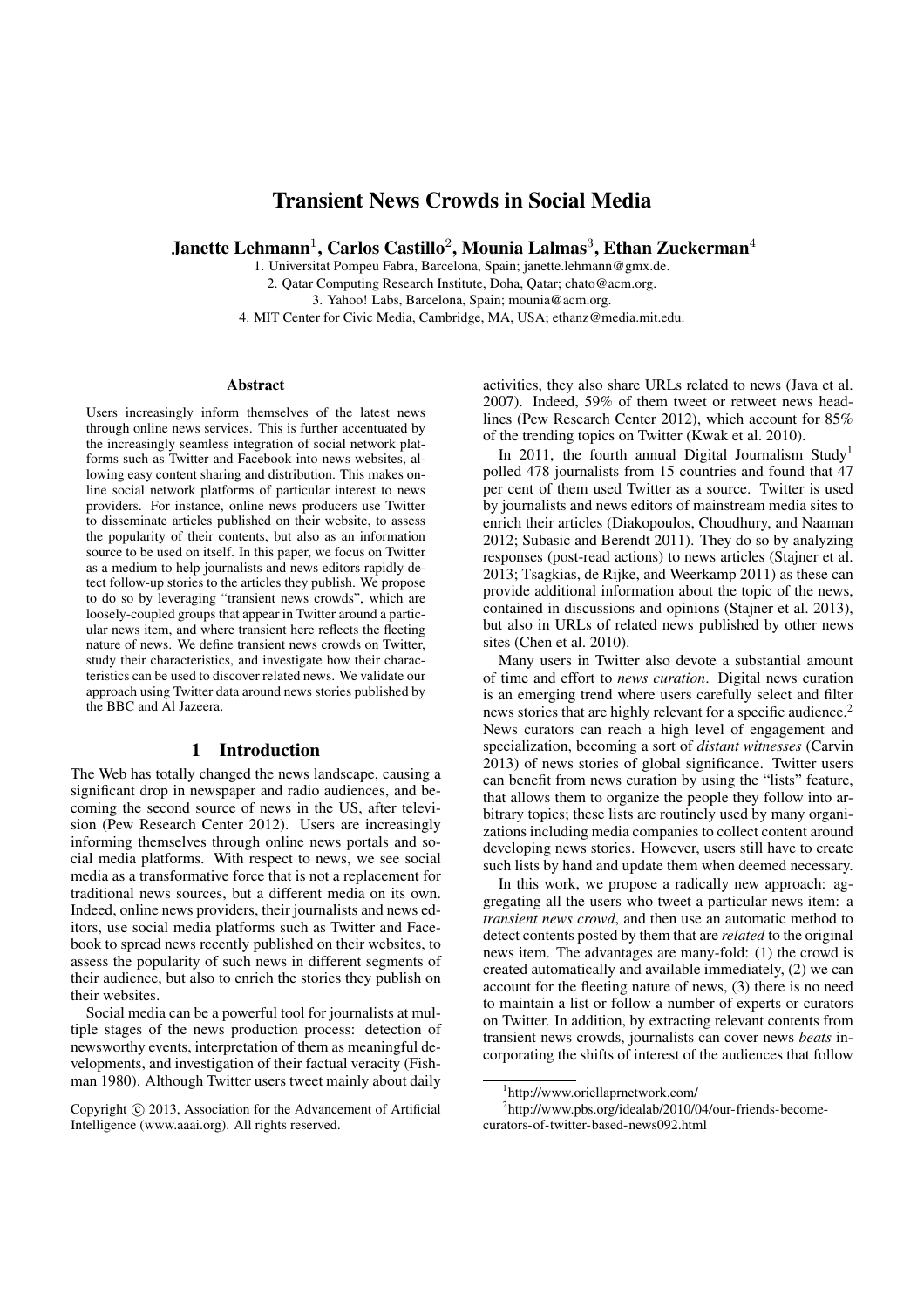# Transient News Crowds in Social Media

**Janette Lehmann[1], Carlos Castillo[2], Mounia Lalmas[3], Ethan Zuckerman[4]**

1. Universitat Pompeu Fabra, Barcelona, Spain; janette.lehmann@gmx.de.
2. Qatar Computing Research Institute, Doha, Qatar; chato@acm.org.
3. Yahoo! Labs, Barcelona, Spain; mounia@acm.org.
4. MIT Center for Civic Media, Cambridge, MA, USA; ethanz@media.mit.edu.

## Abstract

Users increasingly inform themselves of the latest news through online news services. This is further accentuated by the increasingly seamless integration of social network platforms such as Twitter and Facebook into news websites, allowing easy content sharing and distribution. This makes online social network platforms of particular interest to news providers. For instance, online news producers use Twitter to disseminate articles published on their website, to assess the popularity of their contents, but also as an information source to be used on itself. In this paper, we focus on Twitter as a medium to help journalists and news editors rapidly detect follow-up stories to the articles they publish. We propose to do so by leveraging "transient news crowds", which are loosely-coupled groups that appear in Twitter around a particular news item, and where transient here reflects the fleeting nature of news. We define transient news crowds on Twitter, study their characteristics, and investigate how their characteristics can be used to discover related news. We validate our approach using Twitter data around news stories published by the BBC and Al Jazeera.

## 1 Introduction

The Web has totally changed the news landscape, causing a significant drop in newspaper and radio audiences, and becoming the second source of news in the US, after television (Pew Research Center 2012). Users are increasingly informing themselves through online news portals and social media platforms. With respect to news, we see social media as a transformative force that is not a replacement for traditional news sources, but a different media on its own. Indeed, online news providers, their journalists and news editors, use social media platforms such as Twitter and Facebook to spread news recently published on their websites, to assess the popularity of such news in different segments of their audience, but also to enrich the stories they publish on their websites.

Social media can be a powerful tool for journalists at multiple stages of the news production process: detection of newsworthy events, interpretation of them as meaningful developments, and investigation of their factual veracity (Fishman 1980). Although Twitter users tweet mainly about daily activities, they also share URLs related to news (Java et al. 2007). Indeed, 59% of them tweet or retweet news headlines (Pew Research Center 2012), which account for 85% of the trending topics on Twitter (Kwak et al. 2010).

In 2011, the fourth annual Digital Journalism Study[1] polled 478 journalists from 15 countries and found that 47 per cent of them used Twitter as a source. Twitter is used by journalists and news editors of mainstream media sites to enrich their articles (Diakopoulos, Choudhury, and Naaman 2012; Subasic and Berendt 2011). They do so by analyzing responses (post-read actions) to news articles (Stajner et al. 2013; Tsagkias, de Rijke, and Weerkamp 2011) as these can provide additional information about the topic of the news, contained in discussions and opinions (Stajner et al. 2013), but also in URLs of related news published by other news sites (Chen et al. 2010).

Many users in Twitter also devote a substantial amount of time and effort to *news curation*. Digital news curation is an emerging trend where users carefully select and filter news stories that are highly relevant for a specific audience.[2] News curators can reach a high level of engagement and specialization, becoming a sort of *distant witnesses* (Carvin 2013) of news stories of global significance. Twitter users can benefit from news curation by using the "lists" feature, that allows them to organize the people they follow into arbitrary topics; these lists are routinely used by many organizations including media companies to collect content around developing news stories. However, users still have to create such lists by hand and update them when deemed necessary.

In this work, we propose a radically new approach: aggregating all the users who tweet a particular news item: a *transient news crowd*, and then use an automatic method to detect contents posted by them that are *related* to the original news item. The advantages are many-fold: (1) the crowd is created automatically and available immediately, (2) we can account for the fleeting nature of news, (3) there is no need to maintain a list or follow a number of experts or curators on Twitter. In addition, by extracting relevant contents from transient news crowds, journalists can cover news *beats* incorporating the shifts of interest of the audiences that follow

[1] http://www.oriellaprnetwork.com/

[2] http://www.pbs.org/idealab/2010/04/our-friends-become-curators-of-twitter-based-news092.html

Copyright © 2013, Association for the Advancement of Artificial Intelligence (www.aaai.org). All rights reserved.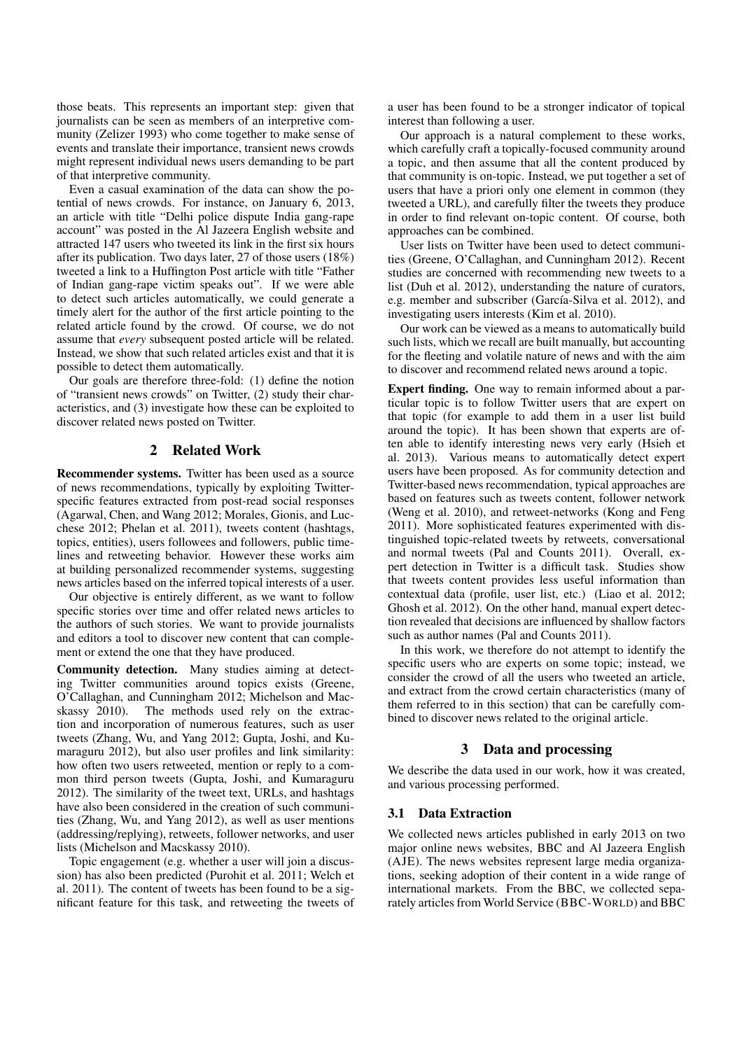those beats. This represents an important step: given that journalists can be seen as members of an interpretive community (Zelizer 1993) who come together to make sense of events and translate their importance, transient news crowds might represent individual news users demanding to be part of that interpretive community.

Even a casual examination of the data can show the potential of news crowds. For instance, on January 6, 2013, an article with title "Delhi police dispute India gang-rape account" was posted in the Al Jazeera English website and attracted 147 users who tweeted its link in the first six hours after its publication. Two days later, 27 of those users (18%) tweeted a link to a Huffington Post article with title "Father of Indian gang-rape victim speaks out". If we were able to detect such articles automatically, we could generate a timely alert for the author of the first article pointing to the related article found by the crowd. Of course, we do not assume that *every* subsequent posted article will be related. Instead, we show that such related articles exist and that it is possible to detect them automatically.

Our goals are therefore three-fold: (1) define the notion of "transient news crowds" on Twitter, (2) study their characteristics, and (3) investigate how these can be exploited to discover related news posted on Twitter.

## 2 Related Work

**Recommender systems.** Twitter has been used as a source of news recommendations, typically by exploiting Twitter-specific features extracted from post-read social responses (Agarwal, Chen, and Wang 2012; Morales, Gionis, and Lucchese 2012; Phelan et al. 2011), tweets content (hashtags, topics, entities), users followees and followers, public timelines and retweeting behavior. However these works aim at building personalized recommender systems, suggesting news articles based on the inferred topical interests of a user.

Our objective is entirely different, as we want to follow specific stories over time and offer related news articles to the authors of such stories. We want to provide journalists and editors a tool to discover new content that can complement or extend the one that they have produced.

**Community detection.** Many studies aiming at detecting Twitter communities around topics exists (Greene, O'Callaghan, and Cunningham 2012; Michelson and Macskassy 2010). The methods used rely on the extraction and incorporation of numerous features, such as user tweets (Zhang, Wu, and Yang 2012; Gupta, Joshi, and Kumaraguru 2012), but also user profiles and link similarity: how often two users retweeted, mention or reply to a common third person tweets (Gupta, Joshi, and Kumaraguru 2012). The similarity of the tweet text, URLs, and hashtags have also been considered in the creation of such communities (Zhang, Wu, and Yang 2012), as well as user mentions (addressing/replying), retweets, follower networks, and user lists (Michelson and Macskassy 2010).

Topic engagement (e.g. whether a user will join a discussion) has also been predicted (Purohit et al. 2011; Welch et al. 2011). The content of tweets has been found to be a significant feature for this task, and retweeting the tweets of a user has been found to be a stronger indicator of topical interest than following a user.

Our approach is a natural complement to these works, which carefully craft a topically-focused community around a topic, and then assume that all the content produced by that community is on-topic. Instead, we put together a set of users that have a priori only one element in common (they tweeted a URL), and carefully filter the tweets they produce in order to find relevant on-topic content. Of course, both approaches can be combined.

User lists on Twitter have been used to detect communities (Greene, O'Callaghan, and Cunningham 2012). Recent studies are concerned with recommending new tweets to a list (Duh et al. 2012), understanding the nature of curators, e.g. member and subscriber (García-Silva et al. 2012), and investigating users interests (Kim et al. 2010).

Our work can be viewed as a means to automatically build such lists, which we recall are built manually, but accounting for the fleeting and volatile nature of news and with the aim to discover and recommend related news around a topic.

**Expert finding.** One way to remain informed about a particular topic is to follow Twitter users that are expert on that topic (for example to add them in a user list build around the topic). It has been shown that experts are often able to identify interesting news very early (Hsieh et al. 2013). Various means to automatically detect expert users have been proposed. As for community detection and Twitter-based news recommendation, typical approaches are based on features such as tweets content, follower network (Weng et al. 2010), and retweet-networks (Kong and Feng 2011). More sophisticated features experimented with distinguished topic-related tweets by retweets, conversational and normal tweets (Pal and Counts 2011). Overall, expert detection in Twitter is a difficult task. Studies show that tweets content provides less useful information than contextual data (profile, user list, etc.) (Liao et al. 2012; Ghosh et al. 2012). On the other hand, manual expert detection revealed that decisions are influenced by shallow factors such as author names (Pal and Counts 2011).

In this work, we therefore do not attempt to identify the specific users who are experts on some topic; instead, we consider the crowd of all the users who tweeted an article, and extract from the crowd certain characteristics (many of them referred to in this section) that can be carefully combined to discover news related to the original article.

## 3 Data and processing

We describe the data used in our work, how it was created, and various processing performed.

### 3.1 Data Extraction

We collected news articles published in early 2013 on two major online news websites, BBC and Al Jazeera English (AJE). The news websites represent large media organizations, seeking adoption of their content in a wide range of international markets. From the BBC, we collected separately articles from World Service (BBC-WORLD) and BBC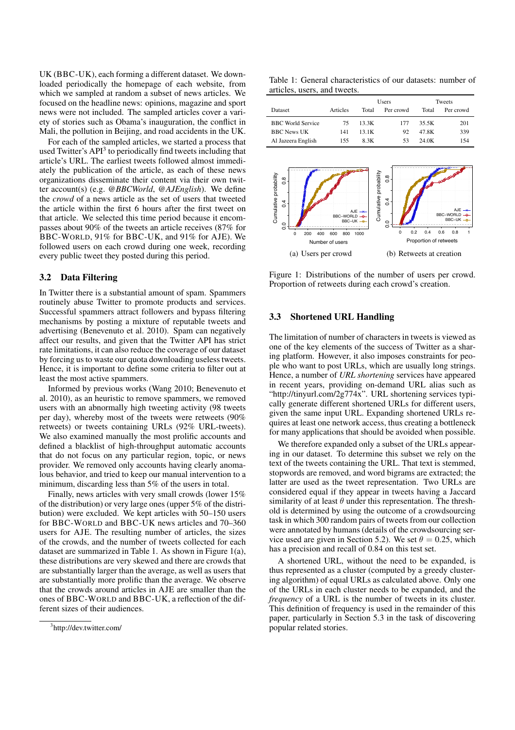UK (BBC-UK), each forming a different dataset. We downloaded periodically the homepage of each website, from which we sampled at random a subset of news articles. We focused on the headline news: opinions, magazine and sport news were not included. The sampled articles cover a variety of stories such as Obama's inauguration, the conflict in Mali, the pollution in Beijing, and road accidents in the UK.

For each of the sampled articles, we started a process that used Twitter's API[3] to periodically find tweets including that article's URL. The earliest tweets followed almost immediately the publication of the article, as each of these news organizations disseminate their content via their own twitter account(s) (e.g. *@BBCWorld*, *@AJEnglish*). We define the *crowd* of a news article as the set of users that tweeted the article within the first 6 hours after the first tweet on that article. We selected this time period because it encompasses about 90% of the tweets an article receives (87% for BBC-WORLD, 91% for BBC-UK, and 91% for AJE). We followed users on each crowd during one week, recording every public tweet they posted during this period.

## 3.2 Data Filtering

In Twitter there is a substantial amount of spam. Spammers routinely abuse Twitter to promote products and services. Successful spammers attract followers and bypass filtering mechanisms by posting a mixture of reputable tweets and advertising (Benevenuto et al. 2010). Spam can negatively affect our results, and given that the Twitter API has strict rate limitations, it can also reduce the coverage of our dataset by forcing us to waste our quota downloading useless tweets. Hence, it is important to define some criteria to filter out at least the most active spammers.

Informed by previous works (Wang 2010; Benevenuto et al. 2010), as an heuristic to remove spammers, we removed users with an abnormally high tweeting activity (98 tweets per day), whereby most of the tweets were retweets (90% retweets) or tweets containing URLs (92% URL-tweets). We also examined manually the most prolific accounts and defined a blacklist of high-throughput automatic accounts that do not focus on any particular region, topic, or news provider. We removed only accounts having clearly anomalous behavior, and tried to keep our manual intervention to a minimum, discarding less than 5% of the users in total.

Finally, news articles with very small crowds (lower 15% of the distribution) or very large ones (upper 5% of the distribution) were excluded. We kept articles with 50–150 users for BBC-WORLD and BBC-UK news articles and 70–360 users for AJE. The resulting number of articles, the sizes of the crowds, and the number of tweets collected for each dataset are summarized in Table 1. As shown in Figure 1(a), these distributions are very skewed and there are crowds that are substantially larger than the average, as well as users that are substantially more prolific than the average. We observe that the crowds around articles in AJE are smaller than the ones of BBC-WORLD and BBC-UK, a reflection of the different sizes of their audiences.

[3] http://dev.twitter.com/

Table 1: General characteristics of our datasets: number of articles, users, and tweets.

| Dataset | Articles | Users | | Tweets | |
|---|---|---|---|---|---|
| | | Total | Per crowd | Total | Per crowd |
| BBC World Service | 75 | 13.3K | 177 | 35.5K | 201 |
| BBC News UK | 141 | 13.1K | 92 | 47.8K | 339 |
| Al Jazeera English | 155 | 8.3K | 53 | 24.0K | 154 |

(a) Users per crowd (b) Retweets at creation

Figure 1: Distributions of the number of users per crowd. Proportion of retweets during each crowd's creation.

## 3.3 Shortened URL Handling

The limitation of number of characters in tweets is viewed as one of the key elements of the success of Twitter as a sharing platform. However, it also imposes constraints for people who want to post URLs, which are usually long strings. Hence, a number of *URL shortening* services have appeared in recent years, providing on-demand URL alias such as "http://tinyurl.com/2g774x". URL shortening services typically generate different shortened URLs for different users, given the same input URL. Expanding shortened URLs requires at least one network access, thus creating a bottleneck for many applications that should be avoided when possible.

We therefore expanded only a subset of the URLs appearing in our dataset. To determine this subset we rely on the text of the tweets containing the URL. That text is stemmed, stopwords are removed, and word bigrams are extracted; the latter are used as the tweet representation. Two URLs are considered equal if they appear in tweets having a Jaccard similarity of at least $\theta$ under this representation. The threshold is determined by using the outcome of a crowdsourcing task in which 300 random pairs of tweets from our collection were annotated by humans (details of the crowdsourcing service used are given in Section 5.2). We set $\theta = 0.25$, which has a precision and recall of 0.84 on this test set.

A shortened URL, without the need to be expanded, is thus represented as a cluster (computed by a greedy clustering algorithm) of equal URLs as calculated above. Only one of the URLs in each cluster needs to be expanded, and the *frequency* of a URL is the number of tweets in its cluster. This definition of frequency is used in the remainder of this paper, particularly in Section 5.3 in the task of discovering popular related stories.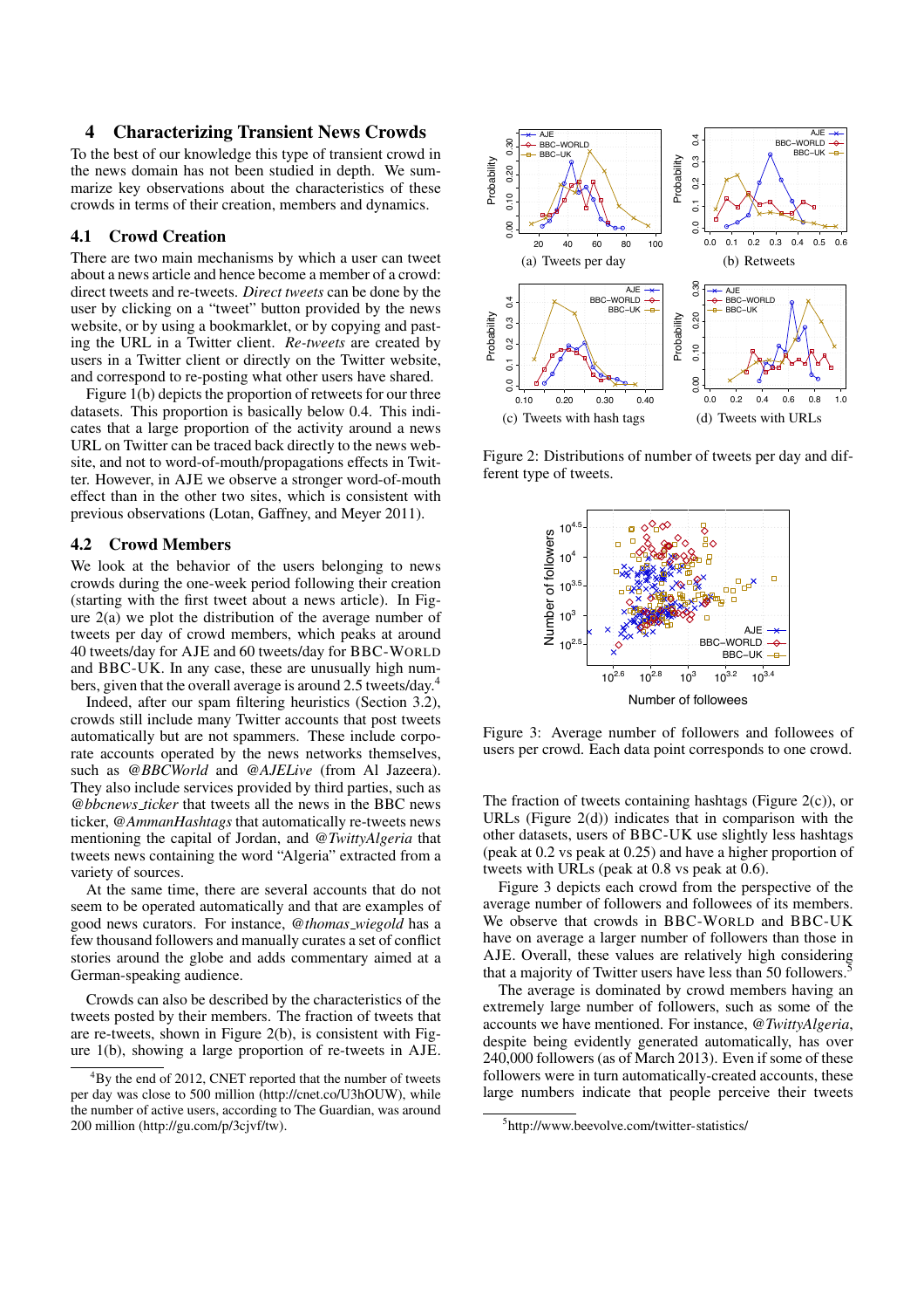# 4 Characterizing Transient News Crowds

To the best of our knowledge this type of transient crowd in the news domain has not been studied in depth. We summarize key observations about the characteristics of these crowds in terms of their creation, members and dynamics.

## 4.1 Crowd Creation

There are two main mechanisms by which a user can tweet about a news article and hence become a member of a crowd: direct tweets and re-tweets. *Direct tweets* can be done by the user by clicking on a "tweet" button provided by the news website, or by using a bookmarklet, or by copying and pasting the URL in a Twitter client. *Re-tweets* are created by users in a Twitter client or directly on the Twitter website, and correspond to re-posting what other users have shared.

Figure 1(b) depicts the proportion of retweets for our three datasets. This proportion is basically below 0.4. This indicates that a large proportion of the activity around a news URL on Twitter can be traced back directly to the news website, and not to word-of-mouth/propagations effects in Twitter. However, in AJE we observe a stronger word-of-mouth effect than in the other two sites, which is consistent with previous observations (Lotan, Gaffney, and Meyer 2011).

## 4.2 Crowd Members

We look at the behavior of the users belonging to news crowds during the one-week period following their creation (starting with the first tweet about a news article). In Figure 2(a) we plot the distribution of the average number of tweets per day of crowd members, which peaks at around 40 tweets/day for AJE and 60 tweets/day for BBC-WORLD and BBC-UK. In any case, these are unusually high numbers, given that the overall average is around 2.5 tweets/day.[4]

Indeed, after our spam filtering heuristics (Section 3.2), crowds still include many Twitter accounts that post tweets automatically but are not spammers. These include corporate accounts operated by the news networks themselves, such as *@BBCWorld* and *@AJELive* (from Al Jazeera). They also include services provided by third parties, such as *@bbcnews_ticker* that tweets all the news in the BBC news ticker, *@AmmanHashtags* that automatically re-tweets news mentioning the capital of Jordan, and *@TwittyAlgeria* that tweets news containing the word "Algeria" extracted from a variety of sources.

At the same time, there are several accounts that do not seem to be operated automatically and that are examples of good news curators. For instance, *@thomas_wiegold* has a few thousand followers and manually curates a set of conflict stories around the globe and adds commentary aimed at a German-speaking audience.

Crowds can also be described by the characteristics of the tweets posted by their members. The fraction of tweets that are re-tweets, shown in Figure 2(b), is consistent with Figure 1(b), showing a large proportion of re-tweets in AJE.

[4] By the end of 2012, CNET reported that the number of tweets per day was close to 500 million (http://cnet.co/U3hOUW), while the number of active users, according to The Guardian, was around 200 million (http://gu.com/p/3cjvf/tw).

(a) Tweets per day (b) Retweets (c) Tweets with hash tags (d) Tweets with URLs

Figure 2: Distributions of number of tweets per day and different type of tweets.

Figure 3: Average number of followers and followees of users per crowd. Each data point corresponds to one crowd.

The fraction of tweets containing hashtags (Figure 2(c)), or URLs (Figure 2(d)) indicates that in comparison with the other datasets, users of BBC-UK use slightly less hashtags (peak at 0.2 vs peak at 0.25) and have a higher proportion of tweets with URLs (peak at 0.8 vs peak at 0.6).

Figure 3 depicts each crowd from the perspective of the average number of followers and followees of its members. We observe that crowds in BBC-WORLD and BBC-UK have on average a larger number of followers than those in AJE. Overall, these values are relatively high considering that a majority of Twitter users have less than 50 followers.[5]

The average is dominated by crowd members having an extremely large number of followers, such as some of the accounts we have mentioned. For instance, *@TwittyAlgeria*, despite being evidently generated automatically, has over 240,000 followers (as of March 2013). Even if some of these followers were in turn automatically-created accounts, these large numbers indicate that people perceive their tweets

[5] http://www.beevolve.com/twitter-statistics/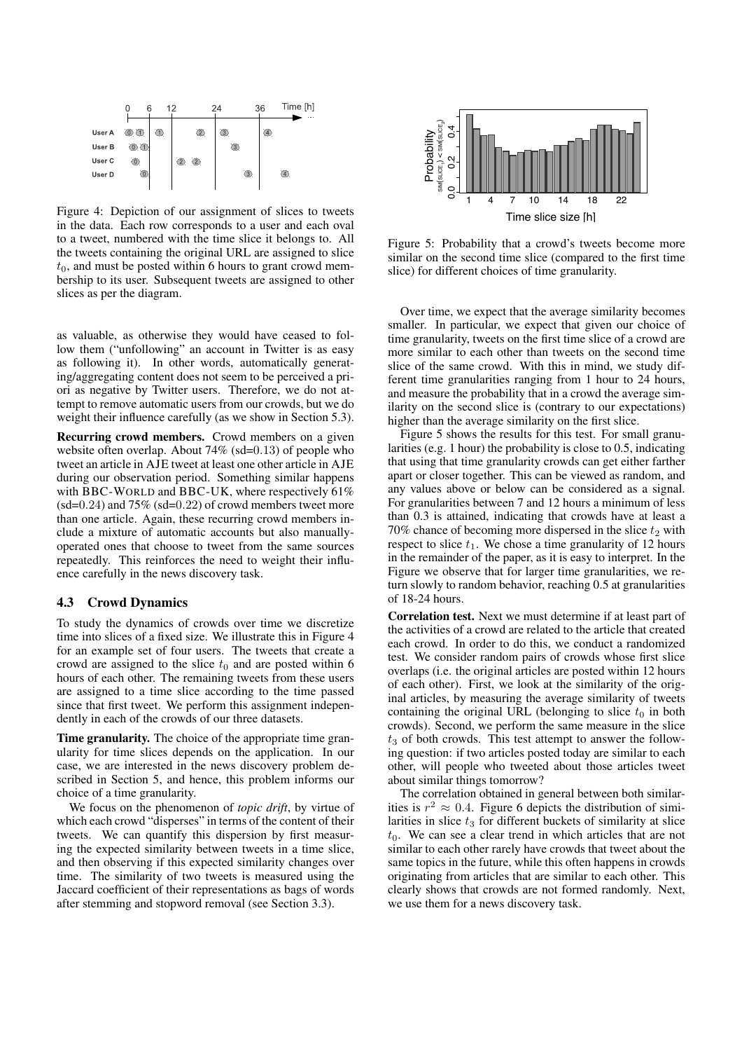Figure 4: Depiction of our assignment of slices to tweets in the data. Each row corresponds to a user and each oval to a tweet, numbered with the time slice it belongs to. All the tweets containing the original URL are assigned to slice $t_0$, and must be posted within 6 hours to grant crowd membership to its user. Subsequent tweets are assigned to other slices as per the diagram.

as valuable, as otherwise they would have ceased to follow them ("unfollowing" an account in Twitter is as easy as following it). In other words, automatically generating/aggregating content does not seem to be perceived a priori as negative by Twitter users. Therefore, we do not attempt to remove automatic users from our crowds, but we do weight their influence carefully (as we show in Section 5.3).

**Recurring crowd members.** Crowd members on a given website often overlap. About 74% (sd=0.13) of people who tweet an article in AJE tweet at least one other article in AJE during our observation period. Something similar happens with BBC-WORLD and BBC-UK, where respectively 61% (sd=0.24) and 75% (sd=0.22) of crowd members tweet more than one article. Again, these recurring crowd members include a mixture of automatic accounts but also manually-operated ones that choose to tweet from the same sources repeatedly. This reinforces the need to weight their influence carefully in the news discovery task.

### 4.3 Crowd Dynamics

To study the dynamics of crowds over time we discretize time into slices of a fixed size. We illustrate this in Figure 4 for an example set of four users. The tweets that create a crowd are assigned to the slice $t_0$ and are posted within 6 hours of each other. The remaining tweets from these users are assigned to a time slice according to the time passed since that first tweet. We perform this assignment independently in each of the crowds of our three datasets.

**Time granularity.** The choice of the appropriate time granularity for time slices depends on the application. In our case, we are interested in the news discovery problem described in Section 5, and hence, this problem informs our choice of a time granularity.

We focus on the phenomenon of *topic drift*, by virtue of which each crowd "disperses" in terms of the content of their tweets. We can quantify this dispersion by first measuring the expected similarity between tweets in a time slice, and then observing if this expected similarity changes over time. The similarity of two tweets is measured using the Jaccard coefficient of their representations as bags of words after stemming and stopword removal (see Section 3.3).

Figure 5: Probability that a crowd's tweets become more similar on the second time slice (compared to the first time slice) for different choices of time granularity.

Over time, we expect that the average similarity becomes smaller. In particular, we expect that given our choice of time granularity, tweets on the first time slice of a crowd are more similar to each other than tweets on the second time slice of the same crowd. With this in mind, we study different time granularities ranging from 1 hour to 24 hours, and measure the probability that in a crowd the average similarity on the second slice is (contrary to our expectations) higher than the average similarity on the first slice.

Figure 5 shows the results for this test. For small granularities (e.g. 1 hour) the probability is close to 0.5, indicating that using that time granularity crowds can get either farther apart or closer together. This can be viewed as random, and any values above or below can be considered as a signal. For granularities between 7 and 12 hours a minimum of less than 0.3 is attained, indicating that crowds have at least a 70% chance of becoming more dispersed in the slice $t_2$ with respect to slice $t_1$. We chose a time granularity of 12 hours in the remainder of the paper, as it is easy to interpret. In the Figure we observe that for larger time granularities, we return slowly to random behavior, reaching 0.5 at granularities of 18-24 hours.

**Correlation test.** Next we must determine if at least part of the activities of a crowd are related to the article that created each crowd. In order to do this, we conduct a randomized test. We consider random pairs of crowds whose first slice overlaps (i.e. the original articles are posted within 12 hours of each other). First, we look at the similarity of the original articles, by measuring the average similarity of tweets containing the original URL (belonging to slice $t_0$ in both crowds). Second, we perform the same measure in the slice $t_3$ of both crowds. This test attempt to answer the following question: if two articles posted today are similar to each other, will people who tweeted about those articles tweet about similar things tomorrow?

The correlation obtained in general between both similarities is $r^2 \approx 0.4$. Figure 6 depicts the distribution of similarities in slice $t_3$ for different buckets of similarity at slice $t_0$. We can see a clear trend in which articles that are not similar to each other rarely have crowds that tweet about the same topics in the future, while this often happens in crowds originating from articles that are similar to each other. This clearly shows that crowds are not formed randomly. Next, we use them for a news discovery task.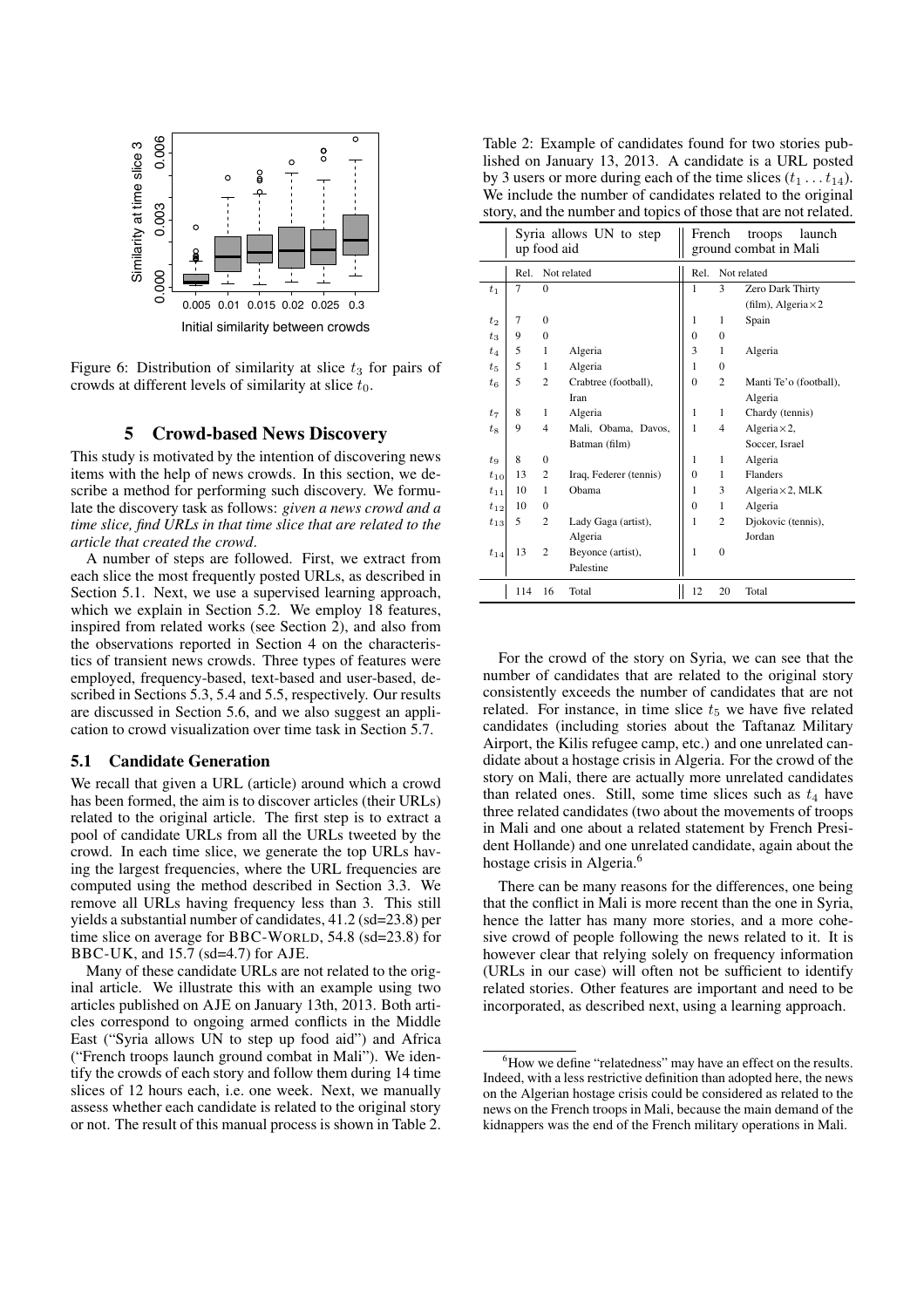Figure 6: Distribution of similarity at slice $t_3$ for pairs of crowds at different levels of similarity at slice $t_0$.

## 5 Crowd-based News Discovery

This study is motivated by the intention of discovering news items with the help of news crowds. In this section, we describe a method for performing such discovery. We formulate the discovery task as follows: *given a news crowd and a time slice, find URLs in that time slice that are related to the article that created the crowd*.

A number of steps are followed. First, we extract from each slice the most frequently posted URLs, as described in Section 5.1. Next, we use a supervised learning approach, which we explain in Section 5.2. We employ 18 features, inspired from related works (see Section 2), and also from the observations reported in Section 4 on the characteristics of transient news crowds. Three types of features were employed, frequency-based, text-based and user-based, described in Sections 5.3, 5.4 and 5.5, respectively. Our results are discussed in Section 5.6, and we also suggest an application to crowd visualization over time task in Section 5.7.

### 5.1 Candidate Generation

We recall that given a URL (article) around which a crowd has been formed, the aim is to discover articles (their URLs) related to the original article. The first step is to extract a pool of candidate URLs from all the URLs tweeted by the crowd. In each time slice, we generate the top URLs having the largest frequencies, where the URL frequencies are computed using the method described in Section 3.3. We remove all URLs having frequency less than 3. This still yields a substantial number of candidates, 41.2 (sd=23.8) per time slice on average for BBC-WORLD, 54.8 (sd=23.8) for BBC-UK, and 15.7 (sd=4.7) for AJE.

Many of these candidate URLs are not related to the original article. We illustrate this with an example using two articles published on AJE on January 13th, 2013. Both articles correspond to ongoing armed conflicts in the Middle East ("Syria allows UN to step up food aid") and Africa ("French troops launch ground combat in Mali"). We identify the crowds of each story and follow them during 14 time slices of 12 hours each, i.e. one week. Next, we manually assess whether each candidate is related to the original story or not. The result of this manual process is shown in Table 2.

Table 2: Example of candidates found for two stories published on January 13, 2013. A candidate is a URL posted by 3 users or more during each of the time slices ($t_1 \dots t_{14}$). We include the number of candidates related to the original story, and the number and topics of those that are not related.

| | Syria allows UN to step up food aid | | | French troops launch ground combat in Mali | | |
|---|---|---|---|---|---|---|
| | Rel. | Not related | | Rel. | Not related | |
| $t_1$ | 7 | 0 | | 1 | 3 | Zero Dark Thirty (film), Algeria×2 |
| $t_2$ | 7 | 0 | | 1 | 1 | Spain |
| $t_3$ | 9 | 0 | | 0 | 0 | |
| $t_4$ | 5 | 1 | Algeria | 3 | 1 | Algeria |
| $t_5$ | 5 | 1 | Algeria | 1 | 0 | |
| $t_6$ | 5 | 2 | Crabtree (football), Iran | 0 | 2 | Manti Te'o (football), Algeria |
| $t_7$ | 8 | 1 | Algeria | 1 | 1 | Chardy (tennis) |
| $t_8$ | 9 | 4 | Mali, Obama, Davos, Batman (film) | 1 | 4 | Algeria×2, Soccer, Israel |
| $t_9$ | 8 | 0 | | 1 | 1 | Algeria |
| $t_{10}$ | 13 | 2 | Iraq, Federer (tennis) | 0 | 1 | Flanders |
| $t_{11}$ | 10 | 1 | Obama | 1 | 3 | Algeria×2, MLK |
| $t_{12}$ | 10 | 0 | | 0 | 1 | Algeria |
| $t_{13}$ | 5 | 2 | Lady Gaga (artist), Algeria | 1 | 2 | Djokovic (tennis), Jordan |
| $t_{14}$ | 13 | 2 | Beyonce (artist), Palestine | 1 | 0 | |
| | 114 | 16 | Total | 12 | 20 | Total |

For the crowd of the story on Syria, we can see that the number of candidates that are related to the original story consistently exceeds the number of candidates that are not related. For instance, in time slice $t_5$ we have five related candidates (including stories about the Taftanaz Military Airport, the Kilis refugee camp, etc.) and one unrelated candidate about a hostage crisis in Algeria. For the crowd of the story on Mali, there are actually more unrelated candidates than related ones. Still, some time slices such as $t_4$ have three related candidates (two about the movements of troops in Mali and one about a related statement by French President Hollande) and one unrelated candidate, again about the hostage crisis in Algeria.[6]

There can be many reasons for the differences, one being that the conflict in Mali is more recent than the one in Syria, hence the latter has many more stories, and a more cohesive crowd of people following the news related to it. It is however clear that relying solely on frequency information (URLs in our case) will often not be sufficient to identify related stories. Other features are important and need to be incorporated, as described next, using a learning approach.

[6] How we define "relatedness" may have an effect on the results. Indeed, with a less restrictive definition than adopted here, the news on the Algerian hostage crisis could be considered as related to the news on the French troops in Mali, because the main demand of the kidnappers was the end of the French military operations in Mali.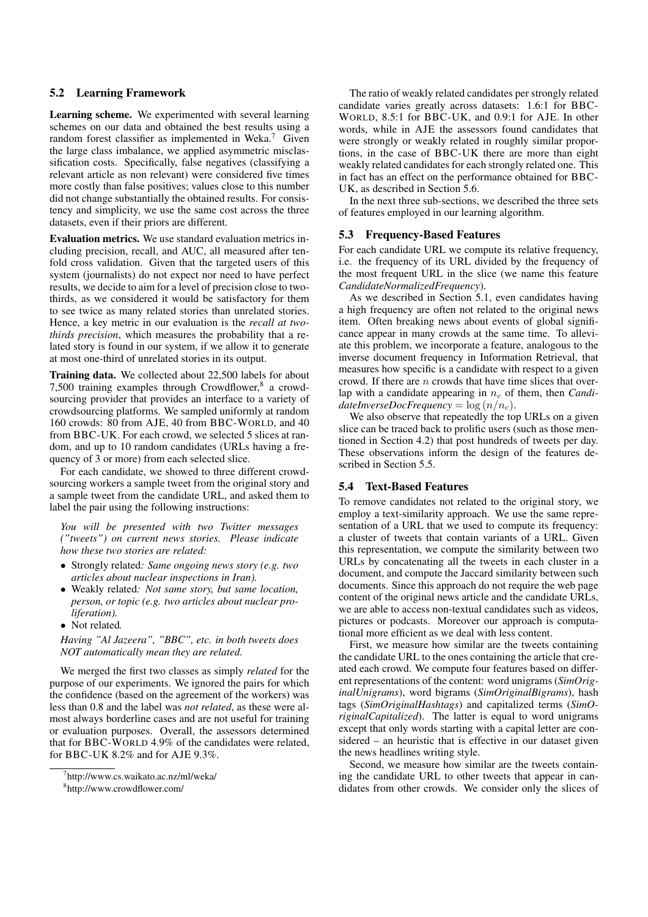### 5.2 Learning Framework

**Learning scheme.** We experimented with several learning schemes on our data and obtained the best results using a random forest classifier as implemented in Weka.[7] Given the large class imbalance, we applied asymmetric misclassification costs. Specifically, false negatives (classifying a relevant article as non relevant) were considered five times more costly than false positives; values close to this number did not change substantially the obtained results. For consistency and simplicity, we use the same cost across the three datasets, even if their priors are different.

**Evaluation metrics.** We use standard evaluation metrics including precision, recall, and AUC, all measured after ten-fold cross validation. Given that the targeted users of this system (journalists) do not expect nor need to have perfect results, we decide to aim for a level of precision close to two-thirds, as we considered it would be satisfactory for them to see twice as many related stories than unrelated stories. Hence, a key metric in our evaluation is the *recall at two-thirds precision*, which measures the probability that a related story is found in our system, if we allow it to generate at most one-third of unrelated stories in its output.

**Training data.** We collected about 22,500 labels for about 7,500 training examples through Crowdflower,[8] a crowdsourcing provider that provides an interface to a variety of crowdsourcing platforms. We sampled uniformly at random 160 crowds: 80 from AJE, 40 from BBC-WORLD, and 40 from BBC-UK. For each crowd, we selected 5 slices at random, and up to 10 random candidates (URLs having a frequency of 3 or more) from each selected slice.

For each candidate, we showed to three different crowdsourcing workers a sample tweet from the original story and a sample tweet from the candidate URL, and asked them to label the pair using the following instructions:

*You will be presented with two Twitter messages ("tweets") on current news stories. Please indicate how these two stories are related:*

- Strongly related*: Same ongoing news story (e.g. two articles about nuclear inspections in Iran).*
- Weakly related*: Not same story, but same location, person, or topic (e.g. two articles about nuclear proliferation).*
- Not related*.*

*Having "Al Jazeera", "BBC", etc. in both tweets does NOT automatically mean they are related.*

We merged the first two classes as simply *related* for the purpose of our experiments. We ignored the pairs for which the confidence (based on the agreement of the workers) was less than 0.8 and the label was *not related*, as these were almost always borderline cases and are not useful for training or evaluation purposes. Overall, the assessors determined that for BBC-WORLD 4.9% of the candidates were related, for BBC-UK 8.2% and for AJE 9.3%.

The ratio of weakly related candidates per strongly related candidate varies greatly across datasets: 1.6:1 for BBC-WORLD, 8.5:1 for BBC-UK, and 0.9:1 for AJE. In other words, while in AJE the assessors found candidates that were strongly or weakly related in roughly similar proportions, in the case of BBC-UK there are more than eight weakly related candidates for each strongly related one. This in fact has an effect on the performance obtained for BBC-UK, as described in Section 5.6.

In the next three sub-sections, we described the three sets of features employed in our learning algorithm.

### 5.3 Frequency-Based Features

For each candidate URL we compute its relative frequency, i.e. the frequency of its URL divided by the frequency of the most frequent URL in the slice (we name this feature *CandidateNormalizedFrequency*).

As we described in Section 5.1, even candidates having a high frequency are often not related to the original news item. Often breaking news about events of global significance appear in many crowds at the same time. To alleviate this problem, we incorporate a feature, analogous to the inverse document frequency in Information Retrieval, that measures how specific is a candidate with respect to a given crowd. If there are $n$ crowds that have time slices that overlap with a candidate appearing in $n_c$ of them, then *CandidateInverseDocFrequency* $= \log(n/n_c)$.

We also observe that repeatedly the top URLs on a given slice can be traced back to prolific users (such as those mentioned in Section 4.2) that post hundreds of tweets per day. These observations inform the design of the features described in Section 5.5.

### 5.4 Text-Based Features

To remove candidates not related to the original story, we employ a text-similarity approach. We use the same representation of a URL that we used to compute its frequency: a cluster of tweets that contain variants of a URL. Given this representation, we compute the similarity between two URLs by concatenating all the tweets in each cluster in a document, and compute the Jaccard similarity between such documents. Since this approach do not require the web page content of the original news article and the candidate URLs, we are able to access non-textual candidates such as videos, pictures or podcasts. Moreover our approach is computational more efficient as we deal with less content.

First, we measure how similar are the tweets containing the candidate URL to the ones containing the article that created each crowd. We compute four features based on different representations of the content: word unigrams (*SimOriginalUnigrams*), word bigrams (*SimOriginalBigrams*), hash tags (*SimOriginalHashtags*) and capitalized terms (*SimOriginalCapitalized*). The latter is equal to word unigrams except that only words starting with a capital letter are considered – an heuristic that is effective in our dataset given the news headlines writing style.

Second, we measure how similar are the tweets containing the candidate URL to other tweets that appear in candidates from other crowds. We consider only the slices of

[7] http://www.cs.waikato.ac.nz/ml/weka/

[8] http://www.crowdflower.com/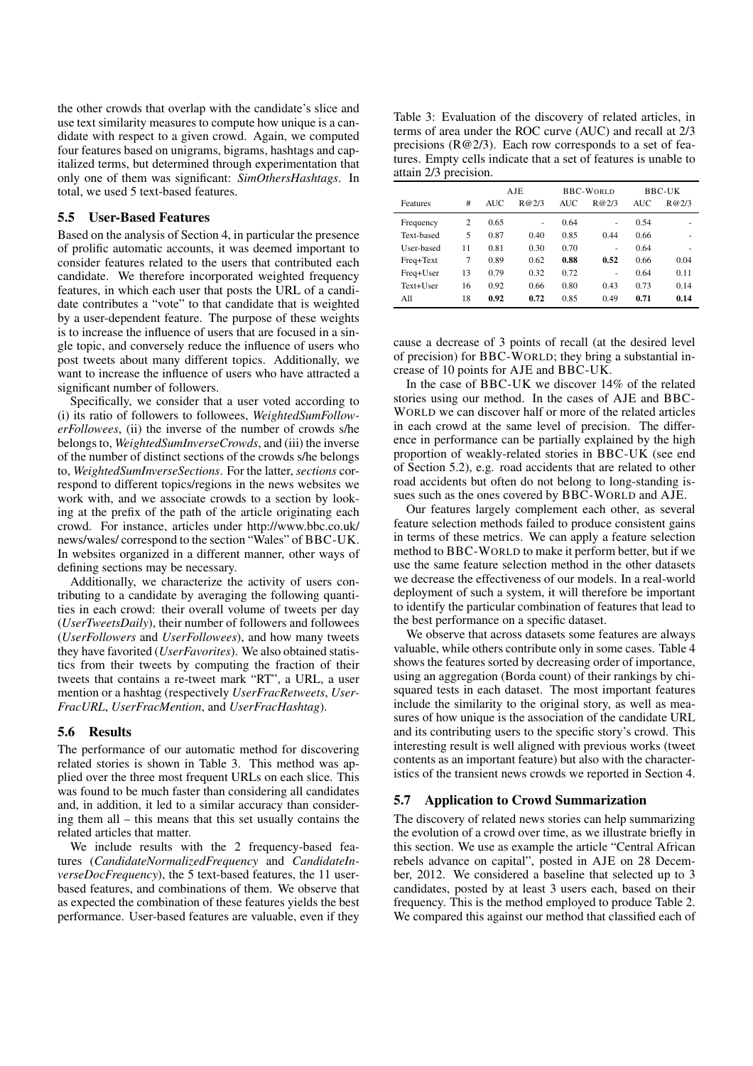the other crowds that overlap with the candidate's slice and use text similarity measures to compute how unique is a candidate with respect to a given crowd. Again, we computed four features based on unigrams, bigrams, hashtags and capitalized terms, but determined through experimentation that only one of them was significant: *SimOthersHashtags*. In total, we used 5 text-based features.

### 5.5 User-Based Features

Based on the analysis of Section 4, in particular the presence of prolific automatic accounts, it was deemed important to consider features related to the users that contributed each candidate. We therefore incorporated weighted frequency features, in which each user that posts the URL of a candidate contributes a "vote" to that candidate that is weighted by a user-dependent feature. The purpose of these weights is to increase the influence of users that are focused in a single topic, and conversely reduce the influence of users who post tweets about many different topics. Additionally, we want to increase the influence of users who have attracted a significant number of followers.

Specifically, we consider that a user voted according to (i) its ratio of followers to followees, *WeightedSumFollowerFollowees*, (ii) the inverse of the number of crowds s/he belongs to, *WeightedSumInverseCrowds*, and (iii) the inverse of the number of distinct sections of the crowds s/he belongs to, *WeightedSumInverseSections*. For the latter, *sections* correspond to different topics/regions in the news websites we work with, and we associate crowds to a section by looking at the prefix of the path of the article originating each crowd. For instance, articles under http://www.bbc.co.uk/news/wales/ correspond to the section "Wales" of BBC-UK. In websites organized in a different manner, other ways of defining sections may be necessary.

Additionally, we characterize the activity of users contributing to a candidate by averaging the following quantities in each crowd: their overall volume of tweets per day (*UserTweetsDaily*), their number of followers and followees (*UserFollowers* and *UserFollowees*), and how many tweets they have favorited (*UserFavorites*). We also obtained statistics from their tweets by computing the fraction of their tweets that contains a re-tweet mark "RT", a URL, a user mention or a hashtag (respectively *UserFracRetweets*, *UserFracURL*, *UserFracMention*, and *UserFracHashtag*).

### 5.6 Results

The performance of our automatic method for discovering related stories is shown in Table 3. This method was applied over the three most frequent URLs on each slice. This was found to be much faster than considering all candidates and, in addition, it led to a similar accuracy than considering them all – this means that this set usually contains the related articles that matter.

We include results with the 2 frequency-based features (*CandidateNormalizedFrequency* and *CandidateInverseDocFrequency*), the 5 text-based features, the 11 user-based features, and combinations of them. We observe that as expected the combination of these features yields the best performance. User-based features are valuable, even if they

Table 3: Evaluation of the discovery of related articles, in terms of area under the ROC curve (AUC) and recall at 2/3 precisions (R@2/3). Each row corresponds to a set of features. Empty cells indicate that a set of features is unable to attain 2/3 precision.

| | | AJE | | BBC-WORLD | | BBC-UK | |
|---|---|---|---|---|---|---|---|
| Features | # | AUC | R@2/3 | AUC | R@2/3 | AUC | R@2/3 |
| Frequency | 2 | 0.65 | - | 0.64 | - | 0.54 | - |
| Text-based | 5 | 0.87 | 0.40 | 0.85 | 0.44 | 0.66 | - |
| User-based | 11 | 0.81 | 0.30 | 0.70 | - | 0.64 | - |
| Freq+Text | 7 | 0.89 | 0.62 | **0.88** | **0.52** | 0.66 | 0.04 |
| Freq+User | 13 | 0.79 | 0.32 | 0.72 | - | 0.64 | 0.11 |
| Text+User | 16 | 0.92 | 0.66 | 0.80 | 0.43 | 0.73 | 0.14 |
| All | 18 | **0.92** | **0.72** | 0.85 | 0.49 | **0.71** | **0.14** |

cause a decrease of 3 points of recall (at the desired level of precision) for BBC-WORLD; they bring a substantial increase of 10 points for AJE and BBC-UK.

In the case of BBC-UK we discover 14% of the related stories using our method. In the cases of AJE and BBC-WORLD we can discover half or more of the related articles in each crowd at the same level of precision. The difference in performance can be partially explained by the high proportion of weakly-related stories in BBC-UK (see end of Section 5.2), e.g. road accidents that are related to other road accidents but often do not belong to long-standing issues such as the ones covered by BBC-WORLD and AJE.

Our features largely complement each other, as several feature selection methods failed to produce consistent gains in terms of these metrics. We can apply a feature selection method to BBC-WORLD to make it perform better, but if we use the same feature selection method in the other datasets we decrease the effectiveness of our models. In a real-world deployment of such a system, it will therefore be important to identify the particular combination of features that lead to the best performance on a specific dataset.

We observe that across datasets some features are always valuable, while others contribute only in some cases. Table 4 shows the features sorted by decreasing order of importance, using an aggregation (Borda count) of their rankings by chi-squared tests in each dataset. The most important features include the similarity to the original story, as well as measures of how unique is the association of the candidate URL and its contributing users to the specific story's crowd. This interesting result is well aligned with previous works (tweet contents as an important feature) but also with the characteristics of the transient news crowds we reported in Section 4.

### 5.7 Application to Crowd Summarization

The discovery of related news stories can help summarizing the evolution of a crowd over time, as we illustrate briefly in this section. We use as example the article "Central African rebels advance on capital", posted in AJE on 28 December, 2012. We considered a baseline that selected up to 3 candidates, posted by at least 3 users each, based on their frequency. This is the method employed to produce Table 2. We compared this against our method that classified each of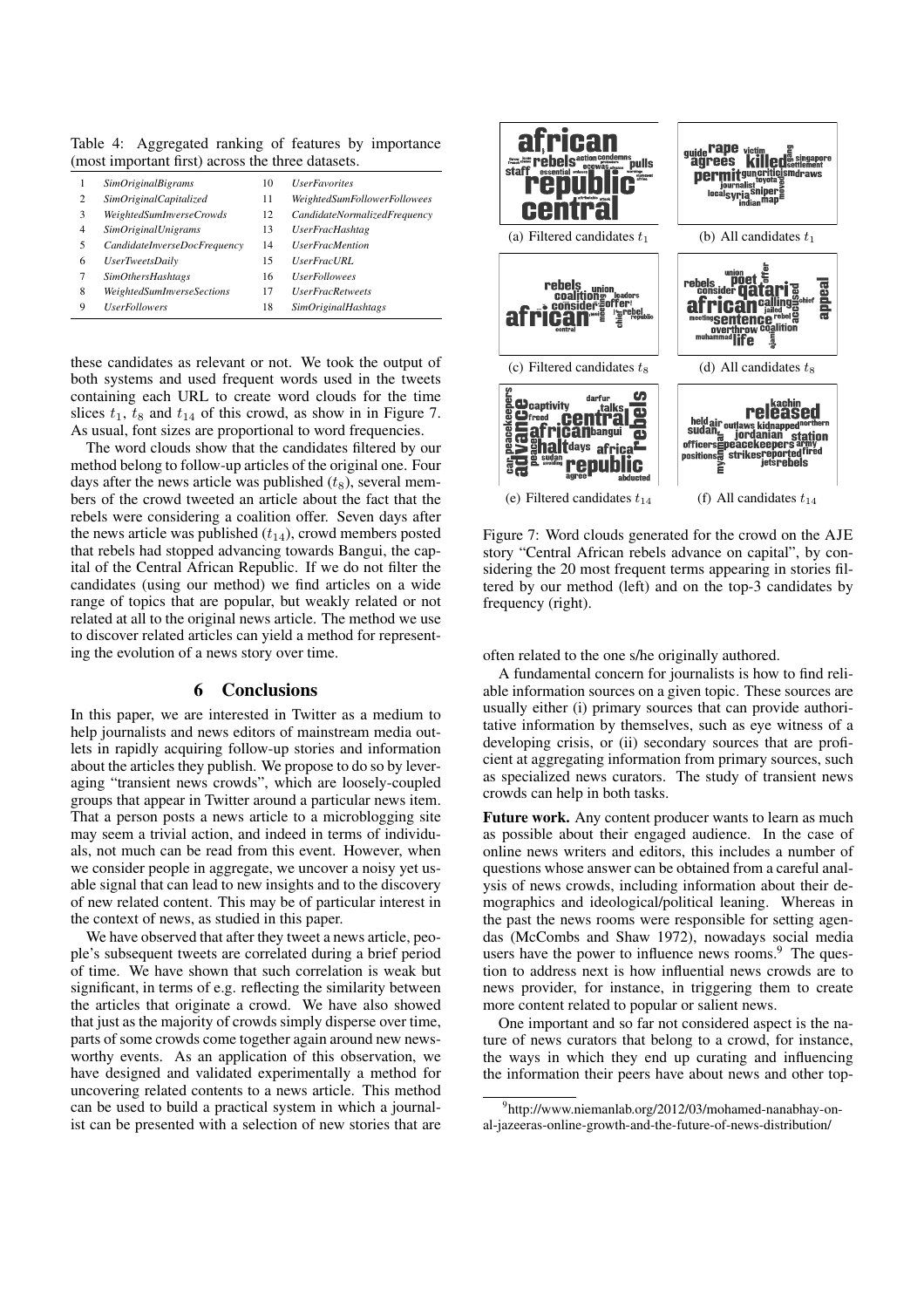Table 4: Aggregated ranking of features by importance (most important first) across the three datasets.

| | | | |
|---|---|---|---|
| 1 | *SimOriginalBigrams* | 10 | *UserFavorites* |
| 2 | *SimOriginalCapitalized* | 11 | *WeightedSumFollowerFollowees* |
| 3 | *WeightedSumInverseCrowds* | 12 | *CandidateNormalizedFrequency* |
| 4 | *SimOriginalUnigrams* | 13 | *UserFracHashtag* |
| 5 | *CandidateInverseDocFrequency* | 14 | *UserFracMention* |
| 6 | *UserTweetsDaily* | 15 | *UserFracURL* |
| 7 | *SimOthersHashtags* | 16 | *UserFollowees* |
| 8 | *WeightedSumInverseSections* | 17 | *UserFracRetweets* |
| 9 | *UserFollowers* | 18 | *SimOriginalHashtags* |

these candidates as relevant or not. We took the output of both systems and used frequent words used in the tweets containing each URL to create word clouds for the time slices $t_1$, $t_8$ and $t_{14}$ of this crowd, as show in in Figure 7. As usual, font sizes are proportional to word frequencies.

The word clouds show that the candidates filtered by our method belong to follow-up articles of the original one. Four days after the news article was published ($t_8$), several members of the crowd tweeted an article about the fact that the rebels were considering a coalition offer. Seven days after the news article was published ($t_{14}$), crowd members posted that rebels had stopped advancing towards Bangui, the capital of the Central African Republic. If we do not filter the candidates (using our method) we find articles on a wide range of topics that are popular, but weakly related or not related at all to the original news article. The method we use to discover related articles can yield a method for representing the evolution of a news story over time.

(a) Filtered candidates $t_1$

(b) All candidates $t_1$

(c) Filtered candidates $t_8$

(d) All candidates $t_8$

(e) Filtered candidates $t_{14}$

(f) All candidates $t_{14}$

Figure 7: Word clouds generated for the crowd on the AJE story "Central African rebels advance on capital", by considering the 20 most frequent terms appearing in stories filtered by our method (left) and on the top-3 candidates by frequency (right).

## 6 Conclusions

In this paper, we are interested in Twitter as a medium to help journalists and news editors of mainstream media outlets in rapidly acquiring follow-up stories and information about the articles they publish. We propose to do so by leveraging "transient news crowds", which are loosely-coupled groups that appear in Twitter around a particular news item. That a person posts a news article to a microblogging site may seem a trivial action, and indeed in terms of individuals, not much can be read from this event. However, when we consider people in aggregate, we uncover a noisy yet usable signal that can lead to new insights and to the discovery of new related content. This may be of particular interest in the context of news, as studied in this paper.

We have observed that after they tweet a news article, people's subsequent tweets are correlated during a brief period of time. We have shown that such correlation is weak but significant, in terms of e.g. reflecting the similarity between the articles that originate a crowd. We have also showed that just as the majority of crowds simply disperse over time, parts of some crowds come together again around new newsworthy events. As an application of this observation, we have designed and validated experimentally a method for uncovering related contents to a news article. This method can be used to build a practical system in which a journalist can be presented with a selection of new stories that are often related to the one s/he originally authored.

A fundamental concern for journalists is how to find reliable information sources on a given topic. These sources are usually either (i) primary sources that can provide authoritative information by themselves, such as eye witness of a developing crisis, or (ii) secondary sources that are proficient at aggregating information from primary sources, such as specialized news curators. The study of transient news crowds can help in both tasks.

**Future work.** Any content producer wants to learn as much as possible about their engaged audience. In the case of online news writers and editors, this includes a number of questions whose answer can be obtained from a careful analysis of news crowds, including information about their demographics and ideological/political leaning. Whereas in the past the news rooms were responsible for setting agendas (McCombs and Shaw 1972), nowadays social media users have the power to influence news rooms.[9] The question to address next is how influential news crowds are to news provider, for instance, in triggering them to create more content related to popular or salient news.

One important and so far not considered aspect is the nature of news curators that belong to a crowd, for instance, the ways in which they end up curating and influencing the information their peers have about news and other top-

[9] http://www.niemanlab.org/2012/03/mohamed-nanabhay-on-al-jazeeras-online-growth-and-the-future-of-news-distribution/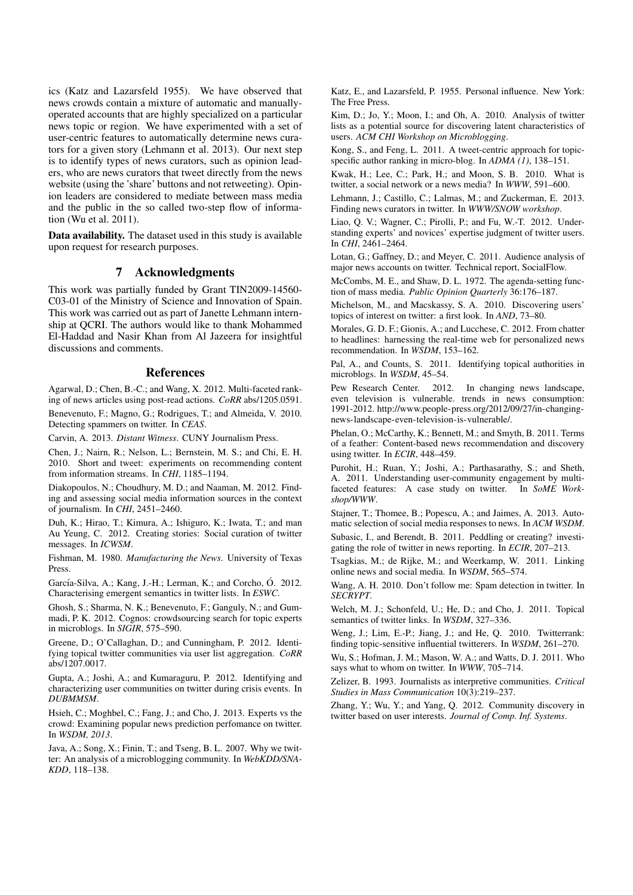ics (Katz and Lazarsfeld 1955). We have observed that news crowds contain a mixture of automatic and manually-operated accounts that are highly specialized on a particular news topic or region. We have experimented with a set of user-centric features to automatically determine news curators for a given story (Lehmann et al. 2013). Our next step is to identify types of news curators, such as opinion leaders, who are news curators that tweet directly from the news website (using the 'share' buttons and not retweeting). Opinion leaders are considered to mediate between mass media and the public in the so called two-step flow of information (Wu et al. 2011).

**Data availability.** The dataset used in this study is available upon request for research purposes.

## 7 Acknowledgments

This work was partially funded by Grant TIN2009-14560-C03-01 of the Ministry of Science and Innovation of Spain. This work was carried out as part of Janette Lehmann internship at QCRI. The authors would like to thank Mohammed El-Haddad and Nasir Khan from Al Jazeera for insightful discussions and comments.

## References

Agarwal, D.; Chen, B.-C.; and Wang, X. 2012. Multi-faceted ranking of news articles using post-read actions. *CoRR* abs/1205.0591.

Benevenuto, F.; Magno, G.; Rodrigues, T.; and Almeida, V. 2010. Detecting spammers on twitter. In *CEAS*.

Carvin, A. 2013. *Distant Witness*. CUNY Journalism Press.

Chen, J.; Nairn, R.; Nelson, L.; Bernstein, M. S.; and Chi, E. H. 2010. Short and tweet: experiments on recommending content from information streams. In *CHI*, 1185–1194.

Diakopoulos, N.; Choudhury, M. D.; and Naaman, M. 2012. Finding and assessing social media information sources in the context of journalism. In *CHI*, 2451–2460.

Duh, K.; Hirao, T.; Kimura, A.; Ishiguro, K.; Iwata, T.; and man Au Yeung, C. 2012. Creating stories: Social curation of twitter messages. In *ICWSM*.

Fishman, M. 1980. *Manufacturing the News*. University of Texas Press.

García-Silva, A.; Kang, J.-H.; Lerman, K.; and Corcho, Ó. 2012. Characterising emergent semantics in twitter lists. In *ESWC*.

Ghosh, S.; Sharma, N. K.; Benevenuto, F.; Ganguly, N.; and Gummadi, P. K. 2012. Cognos: crowdsourcing search for topic experts in microblogs. In *SIGIR*, 575–590.

Greene, D.; O'Callaghan, D.; and Cunningham, P. 2012. Identifying topical twitter communities via user list aggregation. *CoRR* abs/1207.0017.

Gupta, A.; Joshi, A.; and Kumaraguru, P. 2012. Identifying and characterizing user communities on twitter during crisis events. In *DUBMMSM*.

Hsieh, C.; Moghbel, C.; Fang, J.; and Cho, J. 2013. Experts vs the crowd: Examining popular news prediction perfomance on twitter. In *WSDM, 2013*.

Java, A.; Song, X.; Finin, T.; and Tseng, B. L. 2007. Why we twitter: An analysis of a microblogging community. In *WebKDD/SNA-KDD*, 118–138.

Katz, E., and Lazarsfeld, P. 1955. Personal influence. New York: The Free Press.

Kim, D.; Jo, Y.; Moon, I.; and Oh, A. 2010. Analysis of twitter lists as a potential source for discovering latent characteristics of users. *ACM CHI Workshop on Microblogging*.

Kong, S., and Feng, L. 2011. A tweet-centric approach for topic-specific author ranking in micro-blog. In *ADMA (1)*, 138–151.

Kwak, H.; Lee, C.; Park, H.; and Moon, S. B. 2010. What is twitter, a social network or a news media? In *WWW*, 591–600.

Lehmann, J.; Castillo, C.; Lalmas, M.; and Zuckerman, E. 2013. Finding news curators in twitter. In *WWW/SNOW workshop*.

Liao, Q. V.; Wagner, C.; Pirolli, P.; and Fu, W.-T. 2012. Understanding experts' and novices' expertise judgment of twitter users. In *CHI*, 2461–2464.

Lotan, G.; Gaffney, D.; and Meyer, C. 2011. Audience analysis of major news accounts on twitter. Technical report, SocialFlow.

McCombs, M. E., and Shaw, D. L. 1972. The agenda-setting function of mass media. *Public Opinion Quarterly* 36:176–187.

Michelson, M., and Macskassy, S. A. 2010. Discovering users' topics of interest on twitter: a first look. In *AND*, 73–80.

Morales, G. D. F.; Gionis, A.; and Lucchese, C. 2012. From chatter to headlines: harnessing the real-time web for personalized news recommendation. In *WSDM*, 153–162.

Pal, A., and Counts, S. 2011. Identifying topical authorities in microblogs. In *WSDM*, 45–54.

Pew Research Center. 2012. In changing news landscape, even television is vulnerable. trends in news consumption: 1991-2012. http://www.people-press.org/2012/09/27/in-changing-news-landscape-even-television-is-vulnerable/.

Phelan, O.; McCarthy, K.; Bennett, M.; and Smyth, B. 2011. Terms of a feather: Content-based news recommendation and discovery using twitter. In *ECIR*, 448–459.

Purohit, H.; Ruan, Y.; Joshi, A.; Parthasarathy, S.; and Sheth, A. 2011. Understanding user-community engagement by multi-faceted features: A case study on twitter. In *SoME Workshop/WWW*.

Stajner, T.; Thomee, B.; Popescu, A.; and Jaimes, A. 2013. Automatic selection of social media responses to news. In *ACM WSDM*.

Subasic, I., and Berendt, B. 2011. Peddling or creating? investigating the role of twitter in news reporting. In *ECIR*, 207–213.

Tsagkias, M.; de Rijke, M.; and Weerkamp, W. 2011. Linking online news and social media. In *WSDM*, 565–574.

Wang, A. H. 2010. Don't follow me: Spam detection in twitter. In *SECRYPT*.

Welch, M. J.; Schonfeld, U.; He, D.; and Cho, J. 2011. Topical semantics of twitter links. In *WSDM*, 327–336.

Weng, J.; Lim, E.-P.; Jiang, J.; and He, Q. 2010. Twitterrank: finding topic-sensitive influential twitterers. In *WSDM*, 261–270.

Wu, S.; Hofman, J. M.; Mason, W. A.; and Watts, D. J. 2011. Who says what to whom on twitter. In *WWW*, 705–714.

Zelizer, B. 1993. Journalists as interpretive communities. *Critical Studies in Mass Communication* 10(3):219–237.

Zhang, Y.; Wu, Y.; and Yang, Q. 2012. Community discovery in twitter based on user interests. *Journal of Comp. Inf. Systems*.